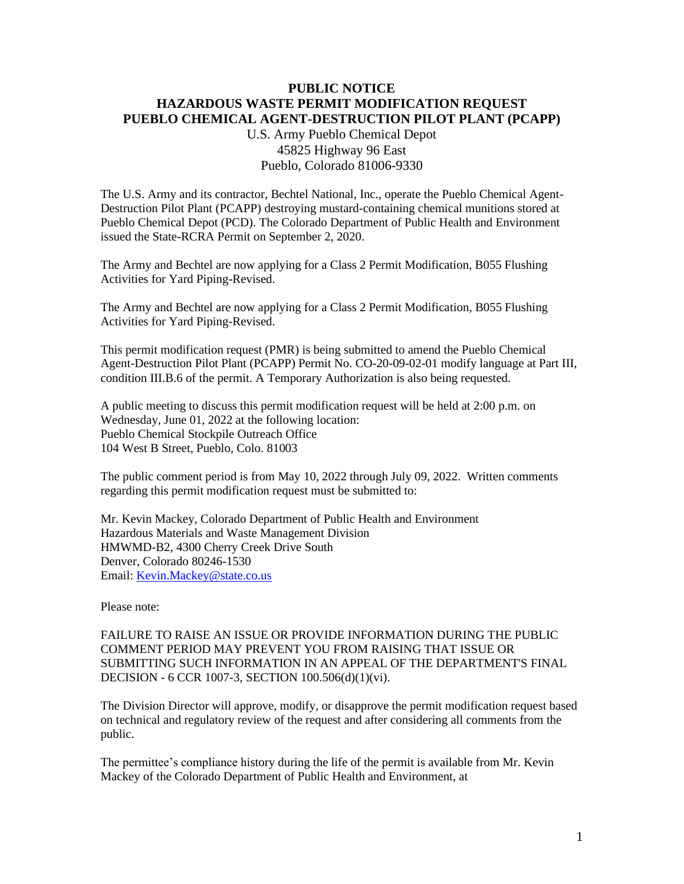# PUBLIC NOTICE
# HAZARDOUS WASTE PERMIT MODIFICATION REQUEST
# PUEBLO CHEMICAL AGENT-DESTRUCTION PILOT PLANT (PCAPP)

U.S. Army Pueblo Chemical Depot
45825 Highway 96 East
Pueblo, Colorado 81006-9330

The U.S. Army and its contractor, Bechtel National, Inc., operate the Pueblo Chemical Agent-Destruction Pilot Plant (PCAPP) destroying mustard-containing chemical munitions stored at Pueblo Chemical Depot (PCD). The Colorado Department of Public Health and Environment issued the State-RCRA Permit on September 2, 2020.

The Army and Bechtel are now applying for a Class 2 Permit Modification, B055 Flushing Activities for Yard Piping-Revised.

The Army and Bechtel are now applying for a Class 2 Permit Modification, B055 Flushing Activities for Yard Piping-Revised.

This permit modification request (PMR) is being submitted to amend the Pueblo Chemical Agent-Destruction Pilot Plant (PCAPP) Permit No. CO-20-09-02-01 modify language at Part III, condition III.B.6 of the permit. A Temporary Authorization is also being requested.

A public meeting to discuss this permit modification request will be held at 2:00 p.m. on Wednesday, June 01, 2022 at the following location:
Pueblo Chemical Stockpile Outreach Office
104 West B Street, Pueblo, Colo. 81003

The public comment period is from May 10, 2022 through July 09, 2022. Written comments regarding this permit modification request must be submitted to:

Mr. Kevin Mackey, Colorado Department of Public Health and Environment
Hazardous Materials and Waste Management Division
HMWMD-B2, 4300 Cherry Creek Drive South
Denver, Colorado 80246-1530
Email: Kevin.Mackey@state.co.us

Please note:

FAILURE TO RAISE AN ISSUE OR PROVIDE INFORMATION DURING THE PUBLIC COMMENT PERIOD MAY PREVENT YOU FROM RAISING THAT ISSUE OR SUBMITTING SUCH INFORMATION IN AN APPEAL OF THE DEPARTMENT'S FINAL DECISION - 6 CCR 1007-3, SECTION 100.506(d)(1)(vi).

The Division Director will approve, modify, or disapprove the permit modification request based on technical and regulatory review of the request and after considering all comments from the public.

The permittee's compliance history during the life of the permit is available from Mr. Kevin Mackey of the Colorado Department of Public Health and Environment, at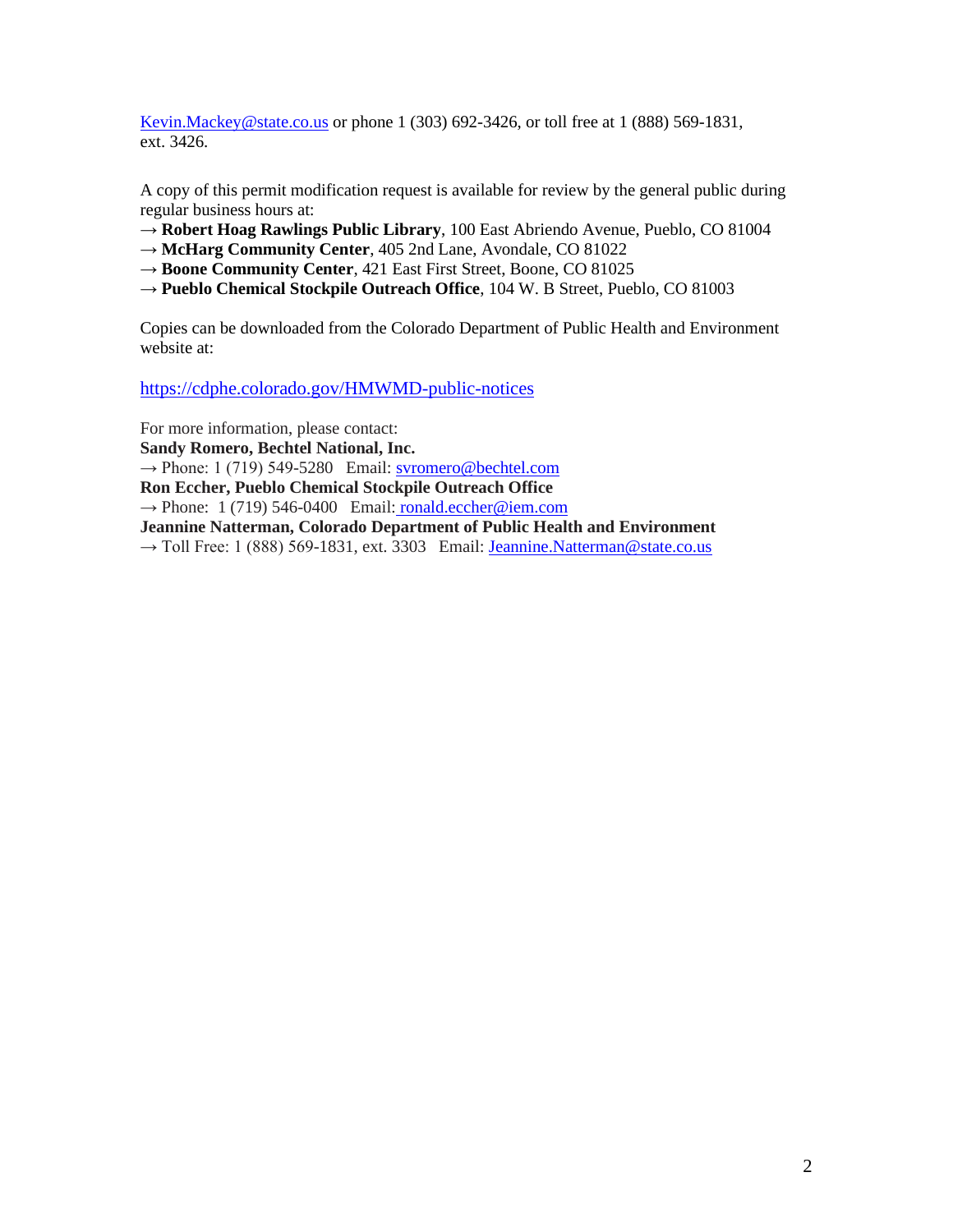Kevin.Mackey@state.co.us or phone 1 (303) 692-3426, or toll free at 1 (888) 569-1831, ext. 3426.

A copy of this permit modification request is available for review by the general public during regular business hours at:

→ **Robert Hoag Rawlings Public Library**, 100 East Abriendo Avenue, Pueblo, CO 81004
→ **McHarg Community Center**, 405 2nd Lane, Avondale, CO 81022
→ **Boone Community Center**, 421 East First Street, Boone, CO 81025
→ **Pueblo Chemical Stockpile Outreach Office**, 104 W. B Street, Pueblo, CO 81003

Copies can be downloaded from the Colorado Department of Public Health and Environment website at:

https://cdphe.colorado.gov/HMWMD-public-notices

For more information, please contact:
**Sandy Romero, Bechtel National, Inc.**
→ Phone: 1 (719) 549-5280 Email: svromero@bechtel.com
**Ron Eccher, Pueblo Chemical Stockpile Outreach Office**
→ Phone: 1 (719) 546-0400 Email: ronald.eccher@iem.com
**Jeannine Natterman, Colorado Department of Public Health and Environment**
→ Toll Free: 1 (888) 569-1831, ext. 3303 Email: Jeannine.Natterman@state.co.us